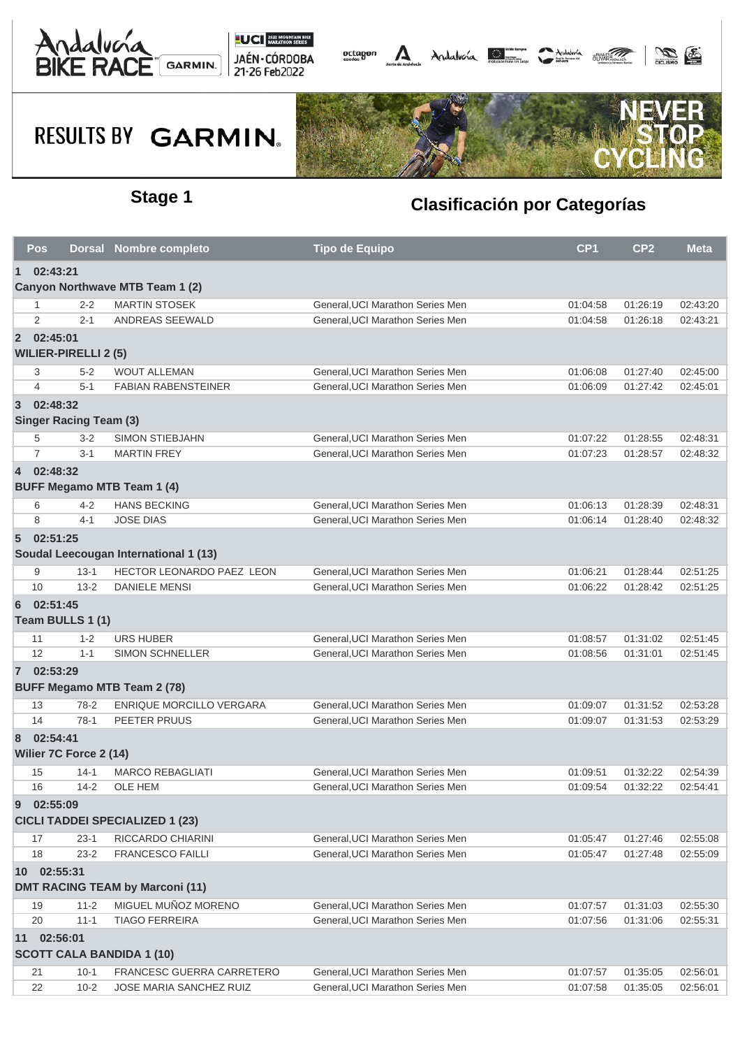RESULTS BY GARMIN

## Stage 1

## Clasificación por Categorías

| Pos | Dorsal | Nombre completo | Tipo de Equipo | CP1 | CP2 | Meta |
|---|---|---|---|---|---|---|
| **1 02:43:21** | | | | | | |
| **Canyon Northwave MTB Team 1 (2)** | | | | | | |
| 1 | 2-2 | MARTIN STOSEK | General,UCI Marathon Series Men | 01:04:58 | 01:26:19 | 02:43:20 |
| 2 | 2-1 | ANDREAS SEEWALD | General,UCI Marathon Series Men | 01:04:58 | 01:26:18 | 02:43:21 |
| **2 02:45:01** | | | | | | |
| **WILIER-PIRELLI 2 (5)** | | | | | | |
| 3 | 5-2 | WOUT ALLEMAN | General,UCI Marathon Series Men | 01:06:08 | 01:27:40 | 02:45:00 |
| 4 | 5-1 | FABIAN RABENSTEINER | General,UCI Marathon Series Men | 01:06:09 | 01:27:42 | 02:45:01 |
| **3 02:48:32** | | | | | | |
| **Singer Racing Team (3)** | | | | | | |
| 5 | 3-2 | SIMON STIEBJAHN | General,UCI Marathon Series Men | 01:07:22 | 01:28:55 | 02:48:31 |
| 7 | 3-1 | MARTIN FREY | General,UCI Marathon Series Men | 01:07:23 | 01:28:57 | 02:48:32 |
| **4 02:48:32** | | | | | | |
| **BUFF Megamo MTB Team 1 (4)** | | | | | | |
| 6 | 4-2 | HANS BECKING | General,UCI Marathon Series Men | 01:06:13 | 01:28:39 | 02:48:31 |
| 8 | 4-1 | JOSE DIAS | General,UCI Marathon Series Men | 01:06:14 | 01:28:40 | 02:48:32 |
| **5 02:51:25** | | | | | | |
| **Soudal Leecougan International 1 (13)** | | | | | | |
| 9 | 13-1 | HECTOR LEONARDO PAEZ LEON | General,UCI Marathon Series Men | 01:06:21 | 01:28:44 | 02:51:25 |
| 10 | 13-2 | DANIELE MENSI | General,UCI Marathon Series Men | 01:06:22 | 01:28:42 | 02:51:25 |
| **6 02:51:45** | | | | | | |
| **Team BULLS 1 (1)** | | | | | | |
| 11 | 1-2 | URS HUBER | General,UCI Marathon Series Men | 01:08:57 | 01:31:02 | 02:51:45 |
| 12 | 1-1 | SIMON SCHNELLER | General,UCI Marathon Series Men | 01:08:56 | 01:31:01 | 02:51:45 |
| **7 02:53:29** | | | | | | |
| **BUFF Megamo MTB Team 2 (78)** | | | | | | |
| 13 | 78-2 | ENRIQUE MORCILLO VERGARA | General,UCI Marathon Series Men | 01:09:07 | 01:31:52 | 02:53:28 |
| 14 | 78-1 | PEETER PRUUS | General,UCI Marathon Series Men | 01:09:07 | 01:31:53 | 02:53:29 |
| **8 02:54:41** | | | | | | |
| **Wilier 7C Force 2 (14)** | | | | | | |
| 15 | 14-1 | MARCO REBAGLIATI | General,UCI Marathon Series Men | 01:09:51 | 01:32:22 | 02:54:39 |
| 16 | 14-2 | OLE HEM | General,UCI Marathon Series Men | 01:09:54 | 01:32:22 | 02:54:41 |
| **9 02:55:09** | | | | | | |
| **CICLI TADDEI SPECIALIZED 1 (23)** | | | | | | |
| 17 | 23-1 | RICCARDO CHIARINI | General,UCI Marathon Series Men | 01:05:47 | 01:27:46 | 02:55:08 |
| 18 | 23-2 | FRANCESCO FAILLI | General,UCI Marathon Series Men | 01:05:47 | 01:27:48 | 02:55:09 |
| **10 02:55:31** | | | | | | |
| **DMT RACING TEAM by Marconi (11)** | | | | | | |
| 19 | 11-2 | MIGUEL MUÑOZ MORENO | General,UCI Marathon Series Men | 01:07:57 | 01:31:03 | 02:55:30 |
| 20 | 11-1 | TIAGO FERREIRA | General,UCI Marathon Series Men | 01:07:56 | 01:31:06 | 02:55:31 |
| **11 02:56:01** | | | | | | |
| **SCOTT CALA BANDIDA 1 (10)** | | | | | | |
| 21 | 10-1 | FRANCESC GUERRA CARRETERO | General,UCI Marathon Series Men | 01:07:57 | 01:35:05 | 02:56:01 |
| 22 | 10-2 | JOSE MARIA SANCHEZ RUIZ | General,UCI Marathon Series Men | 01:07:58 | 01:35:05 | 02:56:01 |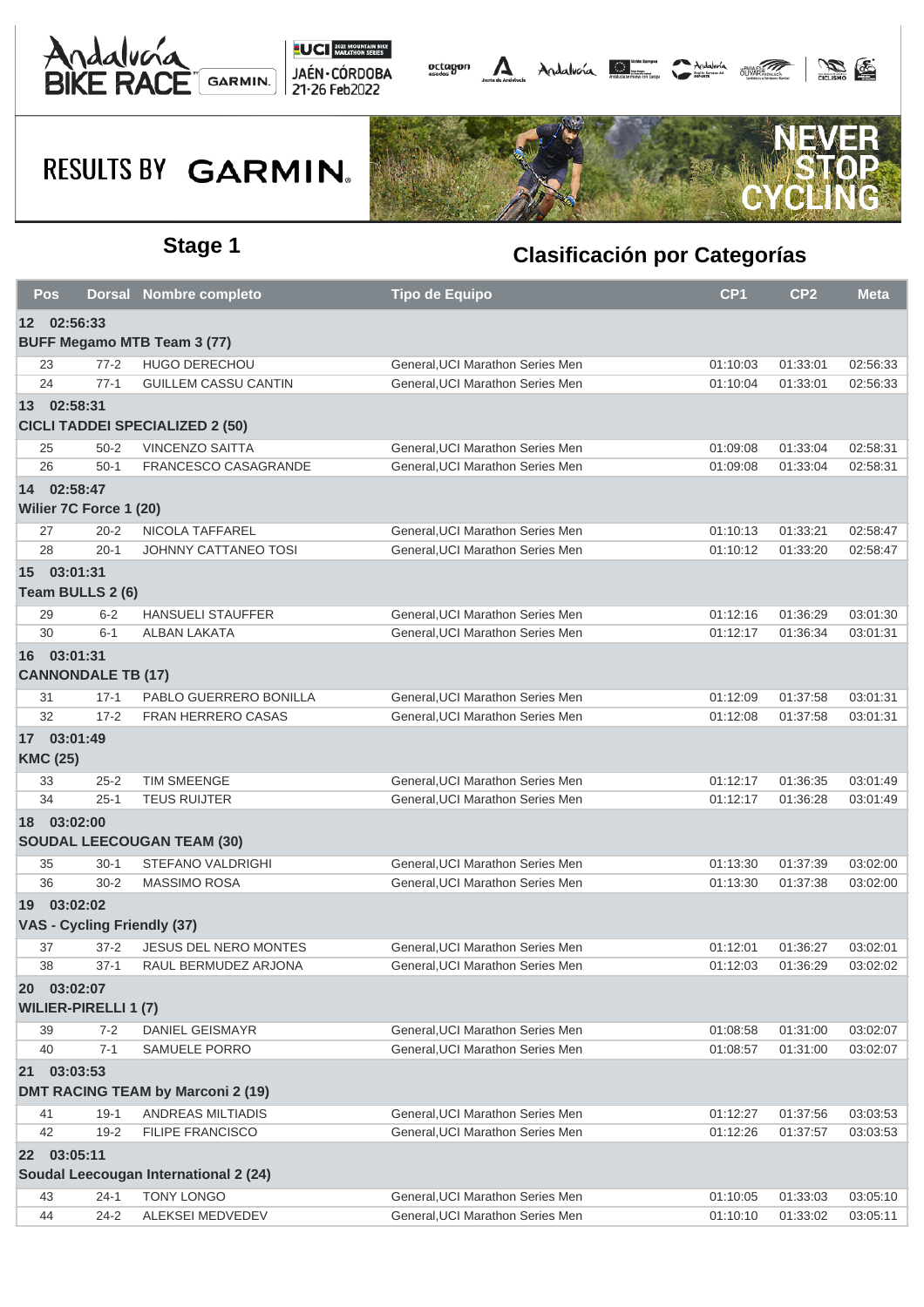## Stage 1

## Clasificación por Categorías

| Pos | Dorsal | Nombre completo | Tipo de Equipo | CP1 | CP2 | Meta |
|---|---|---|---|---|---|---|
| **12 02:56:33** | | | | | | |
| **BUFF Megamo MTB Team 3 (77)** | | | | | | |
| 23 | 77-2 | HUGO DERECHOU | General,UCI Marathon Series Men | 01:10:03 | 01:33:01 | 02:56:33 |
| 24 | 77-1 | GUILLEM CASSU CANTIN | General,UCI Marathon Series Men | 01:10:04 | 01:33:01 | 02:56:33 |
| **13 02:58:31** | | | | | | |
| **CICLI TADDEI SPECIALIZED 2 (50)** | | | | | | |
| 25 | 50-2 | VINCENZO SAITTA | General,UCI Marathon Series Men | 01:09:08 | 01:33:04 | 02:58:31 |
| 26 | 50-1 | FRANCESCO CASAGRANDE | General,UCI Marathon Series Men | 01:09:08 | 01:33:04 | 02:58:31 |
| **14 02:58:47** | | | | | | |
| **Wilier 7C Force 1 (20)** | | | | | | |
| 27 | 20-2 | NICOLA TAFFAREL | General,UCI Marathon Series Men | 01:10:13 | 01:33:21 | 02:58:47 |
| 28 | 20-1 | JOHNNY CATTANEO TOSI | General,UCI Marathon Series Men | 01:10:12 | 01:33:20 | 02:58:47 |
| **15 03:01:31** | | | | | | |
| **Team BULLS 2 (6)** | | | | | | |
| 29 | 6-2 | HANSUELI STAUFFER | General,UCI Marathon Series Men | 01:12:16 | 01:36:29 | 03:01:30 |
| 30 | 6-1 | ALBAN LAKATA | General,UCI Marathon Series Men | 01:12:17 | 01:36:34 | 03:01:31 |
| **16 03:01:31** | | | | | | |
| **CANNONDALE TB (17)** | | | | | | |
| 31 | 17-1 | PABLO GUERRERO BONILLA | General,UCI Marathon Series Men | 01:12:09 | 01:37:58 | 03:01:31 |
| 32 | 17-2 | FRAN HERRERO CASAS | General,UCI Marathon Series Men | 01:12:08 | 01:37:58 | 03:01:31 |
| **17 03:01:49** | | | | | | |
| **KMC (25)** | | | | | | |
| 33 | 25-2 | TIM SMEENGE | General,UCI Marathon Series Men | 01:12:17 | 01:36:35 | 03:01:49 |
| 34 | 25-1 | TEUS RUIJTER | General,UCI Marathon Series Men | 01:12:17 | 01:36:28 | 03:01:49 |
| **18 03:02:00** | | | | | | |
| **SOUDAL LEECOUGAN TEAM (30)** | | | | | | |
| 35 | 30-1 | STEFANO VALDRIGHI | General,UCI Marathon Series Men | 01:13:30 | 01:37:39 | 03:02:00 |
| 36 | 30-2 | MASSIMO ROSA | General,UCI Marathon Series Men | 01:13:30 | 01:37:38 | 03:02:00 |
| **19 03:02:02** | | | | | | |
| **VAS - Cycling Friendly (37)** | | | | | | |
| 37 | 37-2 | JESUS DEL NERO MONTES | General,UCI Marathon Series Men | 01:12:01 | 01:36:27 | 03:02:01 |
| 38 | 37-1 | RAUL BERMUDEZ ARJONA | General,UCI Marathon Series Men | 01:12:03 | 01:36:29 | 03:02:02 |
| **20 03:02:07** | | | | | | |
| **WILIER-PIRELLI 1 (7)** | | | | | | |
| 39 | 7-2 | DANIEL GEISMAYR | General,UCI Marathon Series Men | 01:08:58 | 01:31:00 | 03:02:07 |
| 40 | 7-1 | SAMUELE PORRO | General,UCI Marathon Series Men | 01:08:57 | 01:31:00 | 03:02:07 |
| **21 03:03:53** | | | | | | |
| **DMT RACING TEAM by Marconi 2 (19)** | | | | | | |
| 41 | 19-1 | ANDREAS MILTIADIS | General,UCI Marathon Series Men | 01:12:27 | 01:37:56 | 03:03:53 |
| 42 | 19-2 | FILIPE FRANCISCO | General,UCI Marathon Series Men | 01:12:26 | 01:37:57 | 03:03:53 |
| **22 03:05:11** | | | | | | |
| **Soudal Leecougan International 2 (24)** | | | | | | |
| 43 | 24-1 | TONY LONGO | General,UCI Marathon Series Men | 01:10:05 | 01:33:03 | 03:05:10 |
| 44 | 24-2 | ALEKSEI MEDVEDEV | General,UCI Marathon Series Men | 01:10:10 | 01:33:02 | 03:05:11 |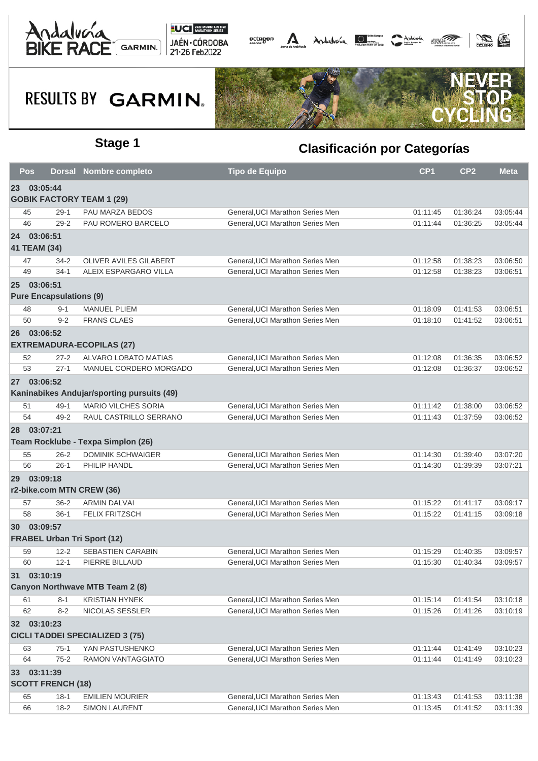## Stage 1

## Clasificación por Categorías

| Pos | Dorsal | Nombre completo | Tipo de Equipo | CP1 | CP2 | Meta |
|---|---|---|---|---|---|---|
| **23 03:05:44** | | | | | | |
| **GOBIK FACTORY TEAM 1 (29)** | | | | | | |
| 45 | 29-1 | PAU MARZA BEDOS | General,UCI Marathon Series Men | 01:11:45 | 01:36:24 | 03:05:44 |
| 46 | 29-2 | PAU ROMERO BARCELO | General,UCI Marathon Series Men | 01:11:44 | 01:36:25 | 03:05:44 |
| **24 03:06:51** | | | | | | |
| **41 TEAM (34)** | | | | | | |
| 47 | 34-2 | OLIVER AVILES GILABERT | General,UCI Marathon Series Men | 01:12:58 | 01:38:23 | 03:06:50 |
| 49 | 34-1 | ALEIX ESPARGARO VILLA | General,UCI Marathon Series Men | 01:12:58 | 01:38:23 | 03:06:51 |
| **25 03:06:51** | | | | | | |
| **Pure Encapsulations (9)** | | | | | | |
| 48 | 9-1 | MANUEL PLIEM | General,UCI Marathon Series Men | 01:18:09 | 01:41:53 | 03:06:51 |
| 50 | 9-2 | FRANS CLAES | General,UCI Marathon Series Men | 01:18:10 | 01:41:52 | 03:06:51 |
| **26 03:06:52** | | | | | | |
| **EXTREMADURA-ECOPILAS (27)** | | | | | | |
| 52 | 27-2 | ALVARO LOBATO MATIAS | General,UCI Marathon Series Men | 01:12:08 | 01:36:35 | 03:06:52 |
| 53 | 27-1 | MANUEL CORDERO MORGADO | General,UCI Marathon Series Men | 01:12:08 | 01:36:37 | 03:06:52 |
| **27 03:06:52** | | | | | | |
| **Kaninabikes Andujar/sporting pursuits (49)** | | | | | | |
| 51 | 49-1 | MARIO VILCHES SORIA | General,UCI Marathon Series Men | 01:11:42 | 01:38:00 | 03:06:52 |
| 54 | 49-2 | RAUL CASTRILLO SERRANO | General,UCI Marathon Series Men | 01:11:43 | 01:37:59 | 03:06:52 |
| **28 03:07:21** | | | | | | |
| **Team Rocklube - Texpa Simplon (26)** | | | | | | |
| 55 | 26-2 | DOMINIK SCHWAIGER | General,UCI Marathon Series Men | 01:14:30 | 01:39:40 | 03:07:20 |
| 56 | 26-1 | PHILIP HANDL | General,UCI Marathon Series Men | 01:14:30 | 01:39:39 | 03:07:21 |
| **29 03:09:18** | | | | | | |
| **r2-bike.com MTN CREW (36)** | | | | | | |
| 57 | 36-2 | ARMIN DALVAI | General,UCI Marathon Series Men | 01:15:22 | 01:41:17 | 03:09:17 |
| 58 | 36-1 | FELIX FRITZSCH | General,UCI Marathon Series Men | 01:15:22 | 01:41:15 | 03:09:18 |
| **30 03:09:57** | | | | | | |
| **FRABEL Urban Tri Sport (12)** | | | | | | |
| 59 | 12-2 | SEBASTIEN CARABIN | General,UCI Marathon Series Men | 01:15:29 | 01:40:35 | 03:09:57 |
| 60 | 12-1 | PIERRE BILLAUD | General,UCI Marathon Series Men | 01:15:30 | 01:40:34 | 03:09:57 |
| **31 03:10:19** | | | | | | |
| **Canyon Northwave MTB Team 2 (8)** | | | | | | |
| 61 | 8-1 | KRISTIAN HYNEK | General,UCI Marathon Series Men | 01:15:14 | 01:41:54 | 03:10:18 |
| 62 | 8-2 | NICOLAS SESSLER | General,UCI Marathon Series Men | 01:15:26 | 01:41:26 | 03:10:19 |
| **32 03:10:23** | | | | | | |
| **CICLI TADDEI SPECIALIZED 3 (75)** | | | | | | |
| 63 | 75-1 | YAN PASTUSHENKO | General,UCI Marathon Series Men | 01:11:44 | 01:41:49 | 03:10:23 |
| 64 | 75-2 | RAMON VANTAGGIATO | General,UCI Marathon Series Men | 01:11:44 | 01:41:49 | 03:10:23 |
| **33 03:11:39** | | | | | | |
| **SCOTT FRENCH (18)** | | | | | | |
| 65 | 18-1 | EMILIEN MOURIER | General,UCI Marathon Series Men | 01:13:43 | 01:41:53 | 03:11:38 |
| 66 | 18-2 | SIMON LAURENT | General,UCI Marathon Series Men | 01:13:45 | 01:41:52 | 03:11:39 |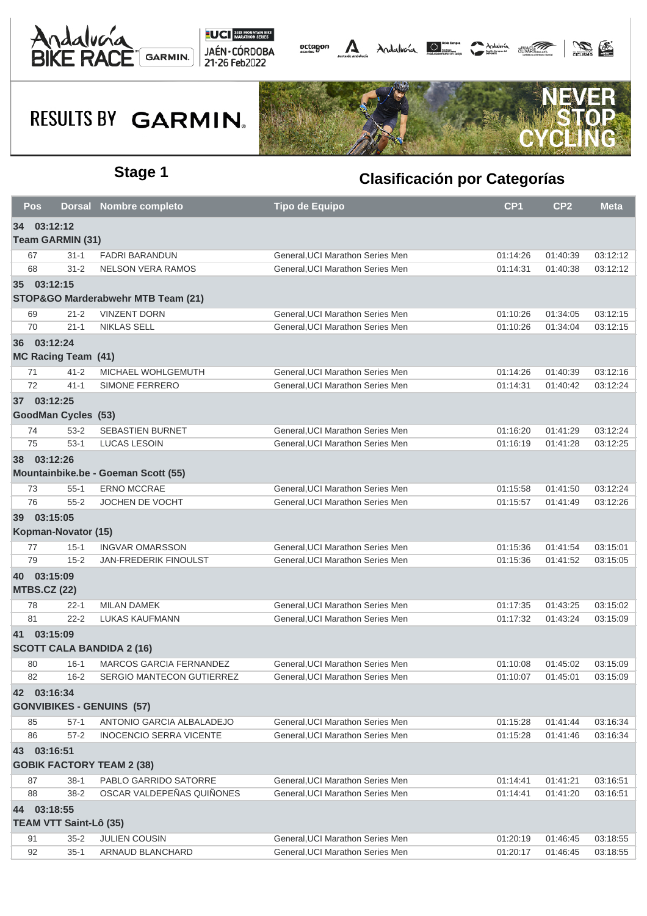## Stage 1

## Clasificación por Categorías

| Pos | Dorsal | Nombre completo | Tipo de Equipo | CP1 | CP2 | Meta |
|---|---|---|---|---|---|---|
| **34 03:12:12** | | | | | | |
| **Team GARMIN (31)** | | | | | | |
| 67 | 31-1 | FADRI BARANDUN | General,UCI Marathon Series Men | 01:14:26 | 01:40:39 | 03:12:12 |
| 68 | 31-2 | NELSON VERA RAMOS | General,UCI Marathon Series Men | 01:14:31 | 01:40:38 | 03:12:12 |
| **35 03:12:15** | | | | | | |
| **STOP&GO Marderabwehr MTB Team (21)** | | | | | | |
| 69 | 21-2 | VINZENT DORN | General,UCI Marathon Series Men | 01:10:26 | 01:34:05 | 03:12:15 |
| 70 | 21-1 | NIKLAS SELL | General,UCI Marathon Series Men | 01:10:26 | 01:34:04 | 03:12:15 |
| **36 03:12:24** | | | | | | |
| **MC Racing Team (41)** | | | | | | |
| 71 | 41-2 | MICHAEL WOHLGEMUTH | General,UCI Marathon Series Men | 01:14:26 | 01:40:39 | 03:12:16 |
| 72 | 41-1 | SIMONE FERRERO | General,UCI Marathon Series Men | 01:14:31 | 01:40:42 | 03:12:24 |
| **37 03:12:25** | | | | | | |
| **GoodMan Cycles (53)** | | | | | | |
| 74 | 53-2 | SEBASTIEN BURNET | General,UCI Marathon Series Men | 01:16:20 | 01:41:29 | 03:12:24 |
| 75 | 53-1 | LUCAS LESOIN | General,UCI Marathon Series Men | 01:16:19 | 01:41:28 | 03:12:25 |
| **38 03:12:26** | | | | | | |
| **Mountainbike.be - Goeman Scott (55)** | | | | | | |
| 73 | 55-1 | ERNO MCCRAE | General,UCI Marathon Series Men | 01:15:58 | 01:41:50 | 03:12:24 |
| 76 | 55-2 | JOCHEN DE VOCHT | General,UCI Marathon Series Men | 01:15:57 | 01:41:49 | 03:12:26 |
| **39 03:15:05** | | | | | | |
| **Kopman-Novator (15)** | | | | | | |
| 77 | 15-1 | INGVAR OMARSSON | General,UCI Marathon Series Men | 01:15:36 | 01:41:54 | 03:15:01 |
| 79 | 15-2 | JAN-FREDERIK FINOULST | General,UCI Marathon Series Men | 01:15:36 | 01:41:52 | 03:15:05 |
| **40 03:15:09** | | | | | | |
| **MTBS.CZ (22)** | | | | | | |
| 78 | 22-1 | MILAN DAMEK | General,UCI Marathon Series Men | 01:17:35 | 01:43:25 | 03:15:02 |
| 81 | 22-2 | LUKAS KAUFMANN | General,UCI Marathon Series Men | 01:17:32 | 01:43:24 | 03:15:09 |
| **41 03:15:09** | | | | | | |
| **SCOTT CALA BANDIDA 2 (16)** | | | | | | |
| 80 | 16-1 | MARCOS GARCIA FERNANDEZ | General,UCI Marathon Series Men | 01:10:08 | 01:45:02 | 03:15:09 |
| 82 | 16-2 | SERGIO MANTECON GUTIERREZ | General,UCI Marathon Series Men | 01:10:07 | 01:45:01 | 03:15:09 |
| **42 03:16:34** | | | | | | |
| **GONVIBIKES - GENUINS (57)** | | | | | | |
| 85 | 57-1 | ANTONIO GARCIA ALBALADEJO | General,UCI Marathon Series Men | 01:15:28 | 01:41:44 | 03:16:34 |
| 86 | 57-2 | INOCENCIO SERRA VICENTE | General,UCI Marathon Series Men | 01:15:28 | 01:41:46 | 03:16:34 |
| **43 03:16:51** | | | | | | |
| **GOBIK FACTORY TEAM 2 (38)** | | | | | | |
| 87 | 38-1 | PABLO GARRIDO SATORRE | General,UCI Marathon Series Men | 01:14:41 | 01:41:21 | 03:16:51 |
| 88 | 38-2 | OSCAR VALDEPEÑAS QUIÑONES | General,UCI Marathon Series Men | 01:14:41 | 01:41:20 | 03:16:51 |
| **44 03:18:55** | | | | | | |
| **TEAM VTT Saint-Lô (35)** | | | | | | |
| 91 | 35-2 | JULIEN COUSIN | General,UCI Marathon Series Men | 01:20:19 | 01:46:45 | 03:18:55 |
| 92 | 35-1 | ARNAUD BLANCHARD | General,UCI Marathon Series Men | 01:20:17 | 01:46:45 | 03:18:55 |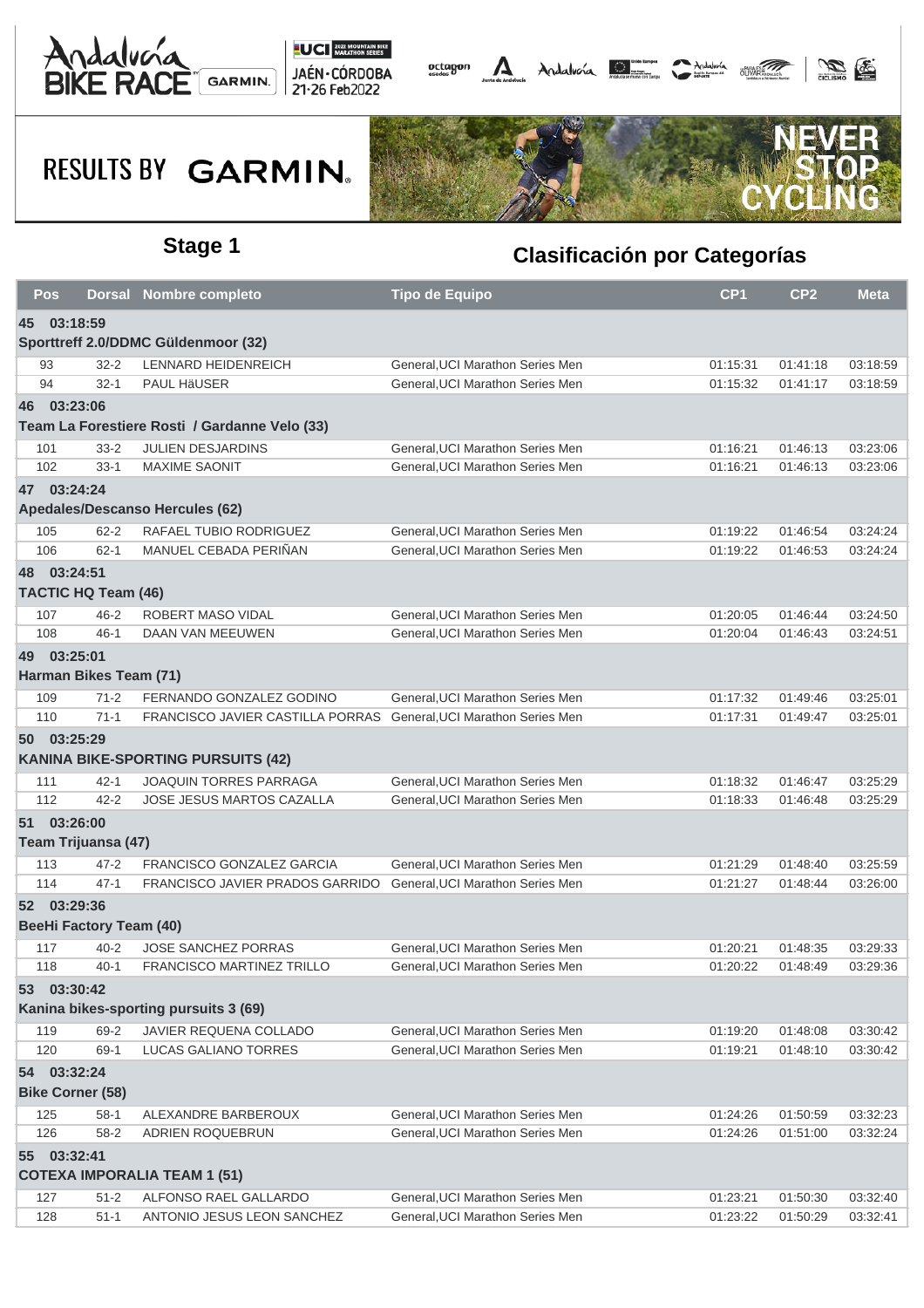## Stage 1

## Clasificación por Categorías

| Pos | Dorsal | Nombre completo | Tipo de Equipo | CP1 | CP2 | Meta |
|---|---|---|---|---|---|---|
| **45 03:18:59** | | | | | | |
| **Sporttreff 2.0/DDMC Güldenmoor (32)** | | | | | | |
| 93 | 32-2 | LENNARD HEIDENREICH | General,UCI Marathon Series Men | 01:15:31 | 01:41:18 | 03:18:59 |
| 94 | 32-1 | PAUL HäUSER | General,UCI Marathon Series Men | 01:15:32 | 01:41:17 | 03:18:59 |
| **46 03:23:06** | | | | | | |
| **Team La Forestiere Rosti / Gardanne Velo (33)** | | | | | | |
| 101 | 33-2 | JULIEN DESJARDINS | General,UCI Marathon Series Men | 01:16:21 | 01:46:13 | 03:23:06 |
| 102 | 33-1 | MAXIME SAONIT | General,UCI Marathon Series Men | 01:16:21 | 01:46:13 | 03:23:06 |
| **47 03:24:24** | | | | | | |
| **Apedales/Descanso Hercules (62)** | | | | | | |
| 105 | 62-2 | RAFAEL TUBIO RODRIGUEZ | General,UCI Marathon Series Men | 01:19:22 | 01:46:54 | 03:24:24 |
| 106 | 62-1 | MANUEL CEBADA PERIÑAN | General,UCI Marathon Series Men | 01:19:22 | 01:46:53 | 03:24:24 |
| **48 03:24:51** | | | | | | |
| **TACTIC HQ Team (46)** | | | | | | |
| 107 | 46-2 | ROBERT MASO VIDAL | General,UCI Marathon Series Men | 01:20:05 | 01:46:44 | 03:24:50 |
| 108 | 46-1 | DAAN VAN MEEUWEN | General,UCI Marathon Series Men | 01:20:04 | 01:46:43 | 03:24:51 |
| **49 03:25:01** | | | | | | |
| **Harman Bikes Team (71)** | | | | | | |
| 109 | 71-2 | FERNANDO GONZALEZ GODINO | General,UCI Marathon Series Men | 01:17:32 | 01:49:46 | 03:25:01 |
| 110 | 71-1 | FRANCISCO JAVIER CASTILLA PORRAS | General,UCI Marathon Series Men | 01:17:31 | 01:49:47 | 03:25:01 |
| **50 03:25:29** | | | | | | |
| **KANINA BIKE-SPORTING PURSUITS (42)** | | | | | | |
| 111 | 42-1 | JOAQUIN TORRES PARRAGA | General,UCI Marathon Series Men | 01:18:32 | 01:46:47 | 03:25:29 |
| 112 | 42-2 | JOSE JESUS MARTOS CAZALLA | General,UCI Marathon Series Men | 01:18:33 | 01:46:48 | 03:25:29 |
| **51 03:26:00** | | | | | | |
| **Team Trijuansa (47)** | | | | | | |
| 113 | 47-2 | FRANCISCO GONZALEZ GARCIA | General,UCI Marathon Series Men | 01:21:29 | 01:48:40 | 03:25:59 |
| 114 | 47-1 | FRANCISCO JAVIER PRADOS GARRIDO | General,UCI Marathon Series Men | 01:21:27 | 01:48:44 | 03:26:00 |
| **52 03:29:36** | | | | | | |
| **BeeHi Factory Team (40)** | | | | | | |
| 117 | 40-2 | JOSE SANCHEZ PORRAS | General,UCI Marathon Series Men | 01:20:21 | 01:48:35 | 03:29:33 |
| 118 | 40-1 | FRANCISCO MARTINEZ TRILLO | General,UCI Marathon Series Men | 01:20:22 | 01:48:49 | 03:29:36 |
| **53 03:30:42** | | | | | | |
| **Kanina bikes-sporting pursuits 3 (69)** | | | | | | |
| 119 | 69-2 | JAVIER REQUENA COLLADO | General,UCI Marathon Series Men | 01:19:20 | 01:48:08 | 03:30:42 |
| 120 | 69-1 | LUCAS GALIANO TORRES | General,UCI Marathon Series Men | 01:19:21 | 01:48:10 | 03:30:42 |
| **54 03:32:24** | | | | | | |
| **Bike Corner (58)** | | | | | | |
| 125 | 58-1 | ALEXANDRE BARBEROUX | General,UCI Marathon Series Men | 01:24:26 | 01:50:59 | 03:32:23 |
| 126 | 58-2 | ADRIEN ROQUEBRUN | General,UCI Marathon Series Men | 01:24:26 | 01:51:00 | 03:32:24 |
| **55 03:32:41** | | | | | | |
| **COTEXA IMPORALIA TEAM 1 (51)** | | | | | | |
| 127 | 51-2 | ALFONSO RAEL GALLARDO | General,UCI Marathon Series Men | 01:23:21 | 01:50:30 | 03:32:40 |
| 128 | 51-1 | ANTONIO JESUS LEON SANCHEZ | General,UCI Marathon Series Men | 01:23:22 | 01:50:29 | 03:32:41 |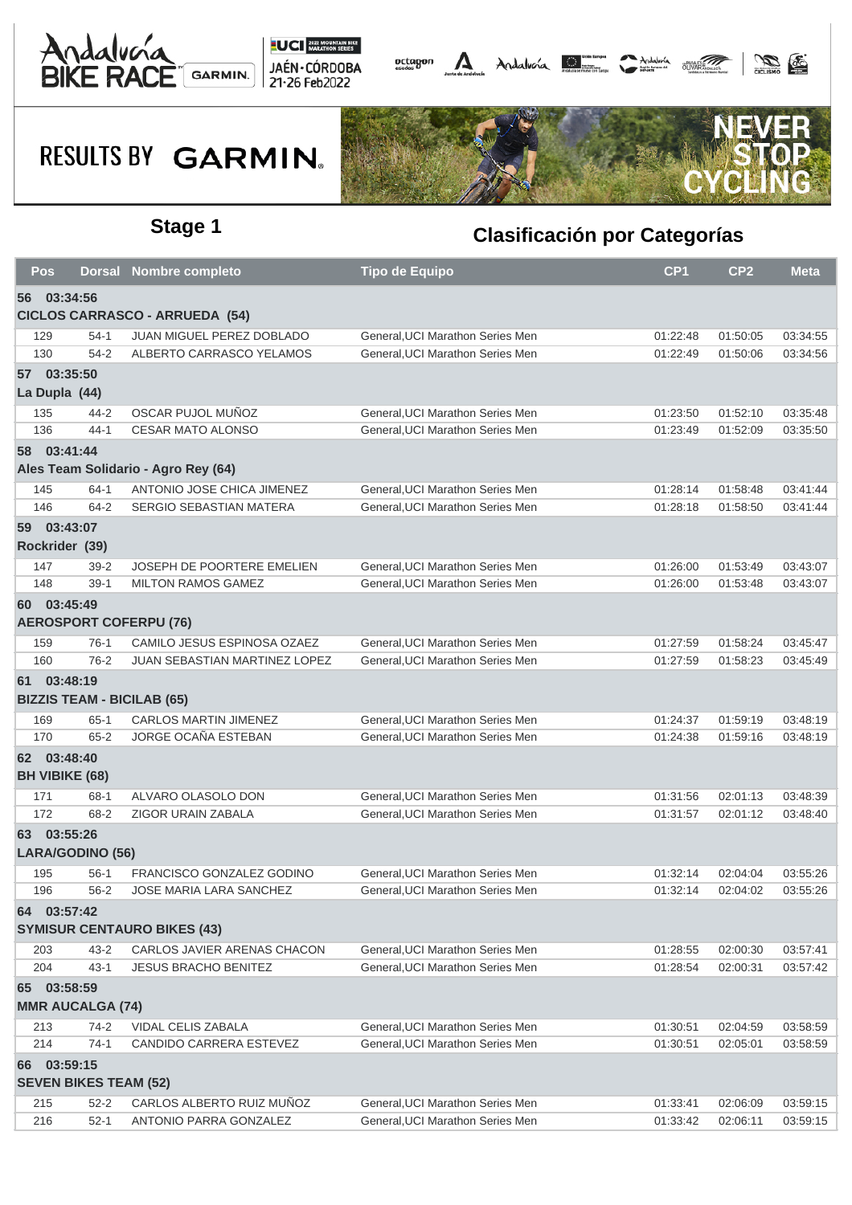## Stage 1

## Clasificación por Categorías

| Pos | Dorsal | Nombre completo | Tipo de Equipo | CP1 | CP2 | Meta |
|---|---|---|---|---|---|---|
| **56 03:34:56** | | | | | | |
| **CICLOS CARRASCO - ARRUEDA (54)** | | | | | | |
| 129 | 54-1 | JUAN MIGUEL PEREZ DOBLADO | General,UCI Marathon Series Men | 01:22:48 | 01:50:05 | 03:34:55 |
| 130 | 54-2 | ALBERTO CARRASCO YELAMOS | General,UCI Marathon Series Men | 01:22:49 | 01:50:06 | 03:34:56 |
| **57 03:35:50** | | | | | | |
| **La Dupla (44)** | | | | | | |
| 135 | 44-2 | OSCAR PUJOL MUÑOZ | General,UCI Marathon Series Men | 01:23:50 | 01:52:10 | 03:35:48 |
| 136 | 44-1 | CESAR MATO ALONSO | General,UCI Marathon Series Men | 01:23:49 | 01:52:09 | 03:35:50 |
| **58 03:41:44** | | | | | | |
| **Ales Team Solidario - Agro Rey (64)** | | | | | | |
| 145 | 64-1 | ANTONIO JOSE CHICA JIMENEZ | General,UCI Marathon Series Men | 01:28:14 | 01:58:48 | 03:41:44 |
| 146 | 64-2 | SERGIO SEBASTIAN MATERA | General,UCI Marathon Series Men | 01:28:18 | 01:58:50 | 03:41:44 |
| **59 03:43:07** | | | | | | |
| **Rockrider (39)** | | | | | | |
| 147 | 39-2 | JOSEPH DE POORTERE EMELIEN | General,UCI Marathon Series Men | 01:26:00 | 01:53:49 | 03:43:07 |
| 148 | 39-1 | MILTON RAMOS GAMEZ | General,UCI Marathon Series Men | 01:26:00 | 01:53:48 | 03:43:07 |
| **60 03:45:49** | | | | | | |
| **AEROSPORT COFERPU (76)** | | | | | | |
| 159 | 76-1 | CAMILO JESUS ESPINOSA OZAEZ | General,UCI Marathon Series Men | 01:27:59 | 01:58:24 | 03:45:47 |
| 160 | 76-2 | JUAN SEBASTIAN MARTINEZ LOPEZ | General,UCI Marathon Series Men | 01:27:59 | 01:58:23 | 03:45:49 |
| **61 03:48:19** | | | | | | |
| **BIZZIS TEAM - BICILAB (65)** | | | | | | |
| 169 | 65-1 | CARLOS MARTIN JIMENEZ | General,UCI Marathon Series Men | 01:24:37 | 01:59:19 | 03:48:19 |
| 170 | 65-2 | JORGE OCAÑA ESTEBAN | General,UCI Marathon Series Men | 01:24:38 | 01:59:16 | 03:48:19 |
| **62 03:48:40** | | | | | | |
| **BH VIBIKE (68)** | | | | | | |
| 171 | 68-1 | ALVARO OLASOLO DON | General,UCI Marathon Series Men | 01:31:56 | 02:01:13 | 03:48:39 |
| 172 | 68-2 | ZIGOR URAIN ZABALA | General,UCI Marathon Series Men | 01:31:57 | 02:01:12 | 03:48:40 |
| **63 03:55:26** | | | | | | |
| **LARA/GODINO (56)** | | | | | | |
| 195 | 56-1 | FRANCISCO GONZALEZ GODINO | General,UCI Marathon Series Men | 01:32:14 | 02:04:04 | 03:55:26 |
| 196 | 56-2 | JOSE MARIA LARA SANCHEZ | General,UCI Marathon Series Men | 01:32:14 | 02:04:02 | 03:55:26 |
| **64 03:57:42** | | | | | | |
| **SYMISUR CENTAURO BIKES (43)** | | | | | | |
| 203 | 43-2 | CARLOS JAVIER ARENAS CHACON | General,UCI Marathon Series Men | 01:28:55 | 02:00:30 | 03:57:41 |
| 204 | 43-1 | JESUS BRACHO BENITEZ | General,UCI Marathon Series Men | 01:28:54 | 02:00:31 | 03:57:42 |
| **65 03:58:59** | | | | | | |
| **MMR AUCALGA (74)** | | | | | | |
| 213 | 74-2 | VIDAL CELIS ZABALA | General,UCI Marathon Series Men | 01:30:51 | 02:04:59 | 03:58:59 |
| 214 | 74-1 | CANDIDO CARRERA ESTEVEZ | General,UCI Marathon Series Men | 01:30:51 | 02:05:01 | 03:58:59 |
| **66 03:59:15** | | | | | | |
| **SEVEN BIKES TEAM (52)** | | | | | | |
| 215 | 52-2 | CARLOS ALBERTO RUIZ MUÑOZ | General,UCI Marathon Series Men | 01:33:41 | 02:06:09 | 03:59:15 |
| 216 | 52-1 | ANTONIO PARRA GONZALEZ | General,UCI Marathon Series Men | 01:33:42 | 02:06:11 | 03:59:15 |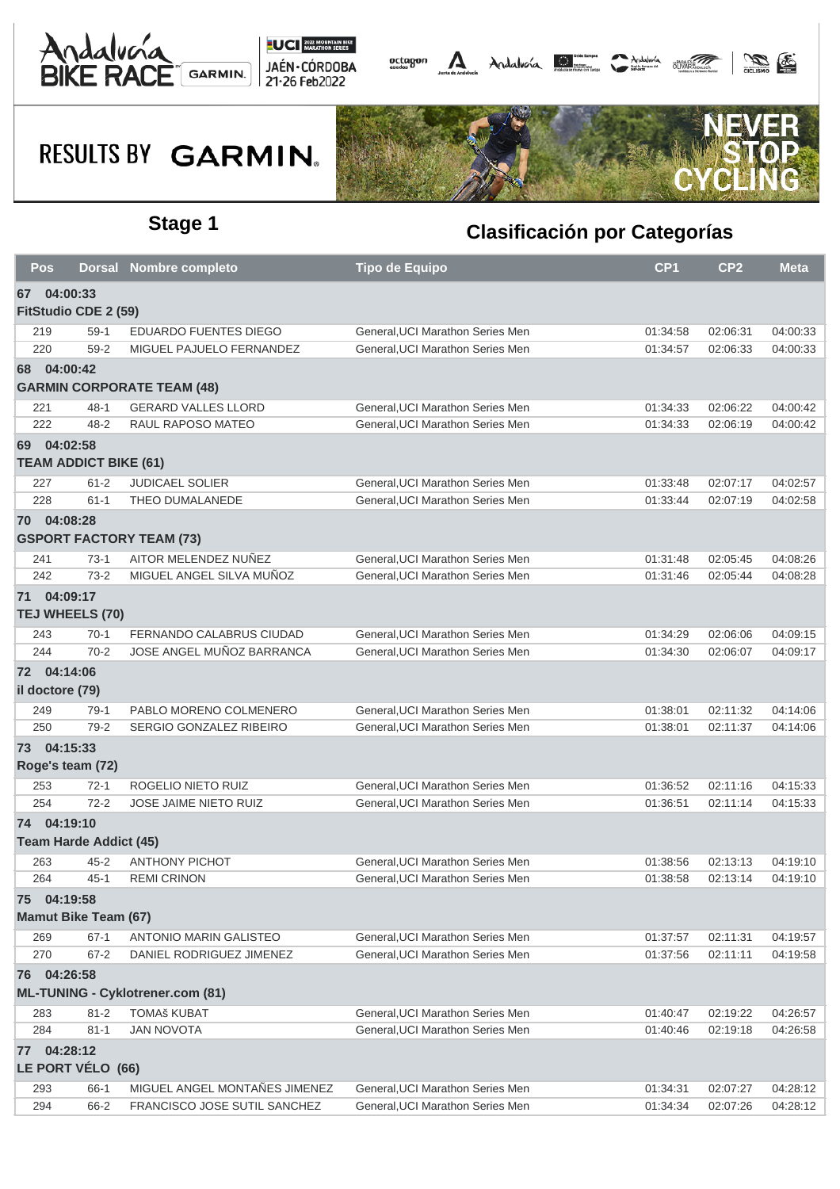RESULTS BY GARMIN

## Stage 1

## Clasificación por Categorías

| Pos | Dorsal | Nombre completo | Tipo de Equipo | CP1 | CP2 | Meta |
|---|---|---|---|---|---|---|
| **67 04:00:33** | | | | | | |
| **FitStudio CDE 2 (59)** | | | | | | |
| 219 | 59-1 | EDUARDO FUENTES DIEGO | General,UCI Marathon Series Men | 01:34:58 | 02:06:31 | 04:00:33 |
| 220 | 59-2 | MIGUEL PAJUELO FERNANDEZ | General,UCI Marathon Series Men | 01:34:57 | 02:06:33 | 04:00:33 |
| **68 04:00:42** | | | | | | |
| **GARMIN CORPORATE TEAM (48)** | | | | | | |
| 221 | 48-1 | GERARD VALLES LLORD | General,UCI Marathon Series Men | 01:34:33 | 02:06:22 | 04:00:42 |
| 222 | 48-2 | RAUL RAPOSO MATEO | General,UCI Marathon Series Men | 01:34:33 | 02:06:19 | 04:00:42 |
| **69 04:02:58** | | | | | | |
| **TEAM ADDICT BIKE (61)** | | | | | | |
| 227 | 61-2 | JUDICAEL SOLIER | General,UCI Marathon Series Men | 01:33:48 | 02:07:17 | 04:02:57 |
| 228 | 61-1 | THEO DUMALANEDE | General,UCI Marathon Series Men | 01:33:44 | 02:07:19 | 04:02:58 |
| **70 04:08:28** | | | | | | |
| **GSPORT FACTORY TEAM (73)** | | | | | | |
| 241 | 73-1 | AITOR MELENDEZ NUÑEZ | General,UCI Marathon Series Men | 01:31:48 | 02:05:45 | 04:08:26 |
| 242 | 73-2 | MIGUEL ANGEL SILVA MUÑOZ | General,UCI Marathon Series Men | 01:31:46 | 02:05:44 | 04:08:28 |
| **71 04:09:17** | | | | | | |
| **TEJ WHEELS (70)** | | | | | | |
| 243 | 70-1 | FERNANDO CALABRUS CIUDAD | General,UCI Marathon Series Men | 01:34:29 | 02:06:06 | 04:09:15 |
| 244 | 70-2 | JOSE ANGEL MUÑOZ BARRANCA | General,UCI Marathon Series Men | 01:34:30 | 02:06:07 | 04:09:17 |
| **72 04:14:06** | | | | | | |
| **il doctore (79)** | | | | | | |
| 249 | 79-1 | PABLO MORENO COLMENERO | General,UCI Marathon Series Men | 01:38:01 | 02:11:32 | 04:14:06 |
| 250 | 79-2 | SERGIO GONZALEZ RIBEIRO | General,UCI Marathon Series Men | 01:38:01 | 02:11:37 | 04:14:06 |
| **73 04:15:33** | | | | | | |
| **Roge's team (72)** | | | | | | |
| 253 | 72-1 | ROGELIO NIETO RUIZ | General,UCI Marathon Series Men | 01:36:52 | 02:11:16 | 04:15:33 |
| 254 | 72-2 | JOSE JAIME NIETO RUIZ | General,UCI Marathon Series Men | 01:36:51 | 02:11:14 | 04:15:33 |
| **74 04:19:10** | | | | | | |
| **Team Harde Addict (45)** | | | | | | |
| 263 | 45-2 | ANTHONY PICHOT | General,UCI Marathon Series Men | 01:38:56 | 02:13:13 | 04:19:10 |
| 264 | 45-1 | REMI CRINON | General,UCI Marathon Series Men | 01:38:58 | 02:13:14 | 04:19:10 |
| **75 04:19:58** | | | | | | |
| **Mamut Bike Team (67)** | | | | | | |
| 269 | 67-1 | ANTONIO MARIN GALISTEO | General,UCI Marathon Series Men | 01:37:57 | 02:11:31 | 04:19:57 |
| 270 | 67-2 | DANIEL RODRIGUEZ JIMENEZ | General,UCI Marathon Series Men | 01:37:56 | 02:11:11 | 04:19:58 |
| **76 04:26:58** | | | | | | |
| **ML-TUNING - Cyklotrener.com (81)** | | | | | | |
| 283 | 81-2 | TOMAš KUBAT | General,UCI Marathon Series Men | 01:40:47 | 02:19:22 | 04:26:57 |
| 284 | 81-1 | JAN NOVOTA | General,UCI Marathon Series Men | 01:40:46 | 02:19:18 | 04:26:58 |
| **77 04:28:12** | | | | | | |
| **LE PORT VÉLO (66)** | | | | | | |
| 293 | 66-1 | MIGUEL ANGEL MONTAÑES JIMENEZ | General,UCI Marathon Series Men | 01:34:31 | 02:07:27 | 04:28:12 |
| 294 | 66-2 | FRANCISCO JOSE SUTIL SANCHEZ | General,UCI Marathon Series Men | 01:34:34 | 02:07:26 | 04:28:12 |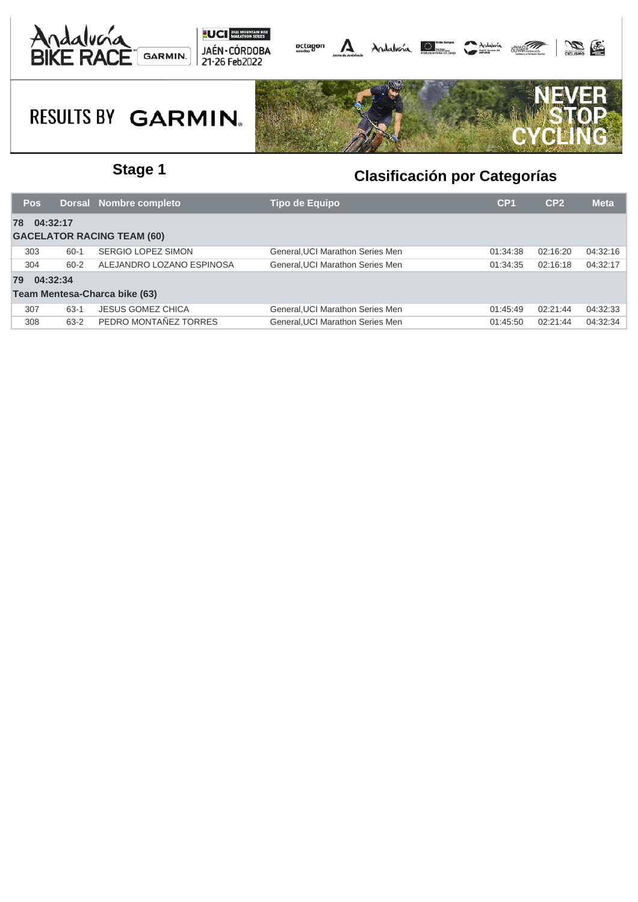## Stage 1

## Clasificación por Categorías

| Pos | Dorsal | Nombre completo | Tipo de Equipo | CP1 | CP2 | Meta |
|---|---|---|---|---|---|---|
| **78 04:32:17** | | | | | | |
| **GACELATOR RACING TEAM (60)** | | | | | | |
| 303 | 60-1 | SERGIO LOPEZ SIMON | General,UCI Marathon Series Men | 01:34:38 | 02:16:20 | 04:32:16 |
| 304 | 60-2 | ALEJANDRO LOZANO ESPINOSA | General,UCI Marathon Series Men | 01:34:35 | 02:16:18 | 04:32:17 |
| **79 04:32:34** | | | | | | |
| **Team Mentesa-Charca bike (63)** | | | | | | |
| 307 | 63-1 | JESUS GOMEZ CHICA | General,UCI Marathon Series Men | 01:45:49 | 02:21:44 | 04:32:33 |
| 308 | 63-2 | PEDRO MONTAÑEZ TORRES | General,UCI Marathon Series Men | 01:45:50 | 02:21:44 | 04:32:34 |